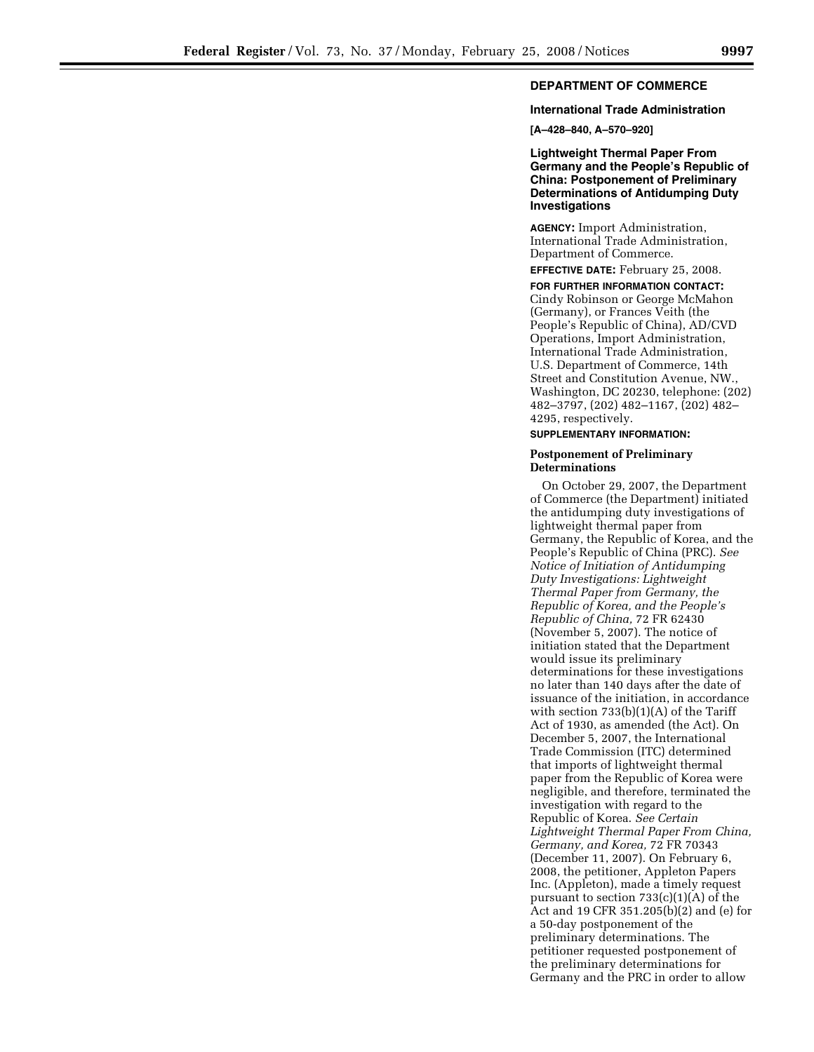## DEPARTMENT OF COMMERCE

### International Trade Administration

**[A–428–840, A–570–920]**

### Lightweight Thermal Paper From Germany and the People's Republic of China: Postponement of Preliminary Determinations of Antidumping Duty Investigations

**AGENCY:** Import Administration, International Trade Administration, Department of Commerce.

**EFFECTIVE DATE:** February 25, 2008.

**FOR FURTHER INFORMATION CONTACT:** Cindy Robinson or George McMahon (Germany), or Frances Veith (the People's Republic of China), AD/CVD Operations, Import Administration, International Trade Administration, U.S. Department of Commerce, 14th Street and Constitution Avenue, NW., Washington, DC 20230, telephone: (202) 482–3797, (202) 482–1167, (202) 482–4295, respectively.

**SUPPLEMENTARY INFORMATION:**

**Postponement of Preliminary Determinations**

On October 29, 2007, the Department of Commerce (the Department) initiated the antidumping duty investigations of lightweight thermal paper from Germany, the Republic of Korea, and the People's Republic of China (PRC). *See Notice of Initiation of Antidumping Duty Investigations: Lightweight Thermal Paper from Germany, the Republic of Korea, and the People's Republic of China,* 72 FR 62430 (November 5, 2007). The notice of initiation stated that the Department would issue its preliminary determinations for these investigations no later than 140 days after the date of issuance of the initiation, in accordance with section 733(b)(1)(A) of the Tariff Act of 1930, as amended (the Act). On December 5, 2007, the International Trade Commission (ITC) determined that imports of lightweight thermal paper from the Republic of Korea were negligible, and therefore, terminated the investigation with regard to the Republic of Korea. *See Certain Lightweight Thermal Paper From China, Germany, and Korea,* 72 FR 70343 (December 11, 2007). On February 6, 2008, the petitioner, Appleton Papers Inc. (Appleton), made a timely request pursuant to section 733(c)(1)(A) of the Act and 19 CFR 351.205(b)(2) and (e) for a 50-day postponement of the preliminary determinations. The petitioner requested postponement of the preliminary determinations for Germany and the PRC in order to allow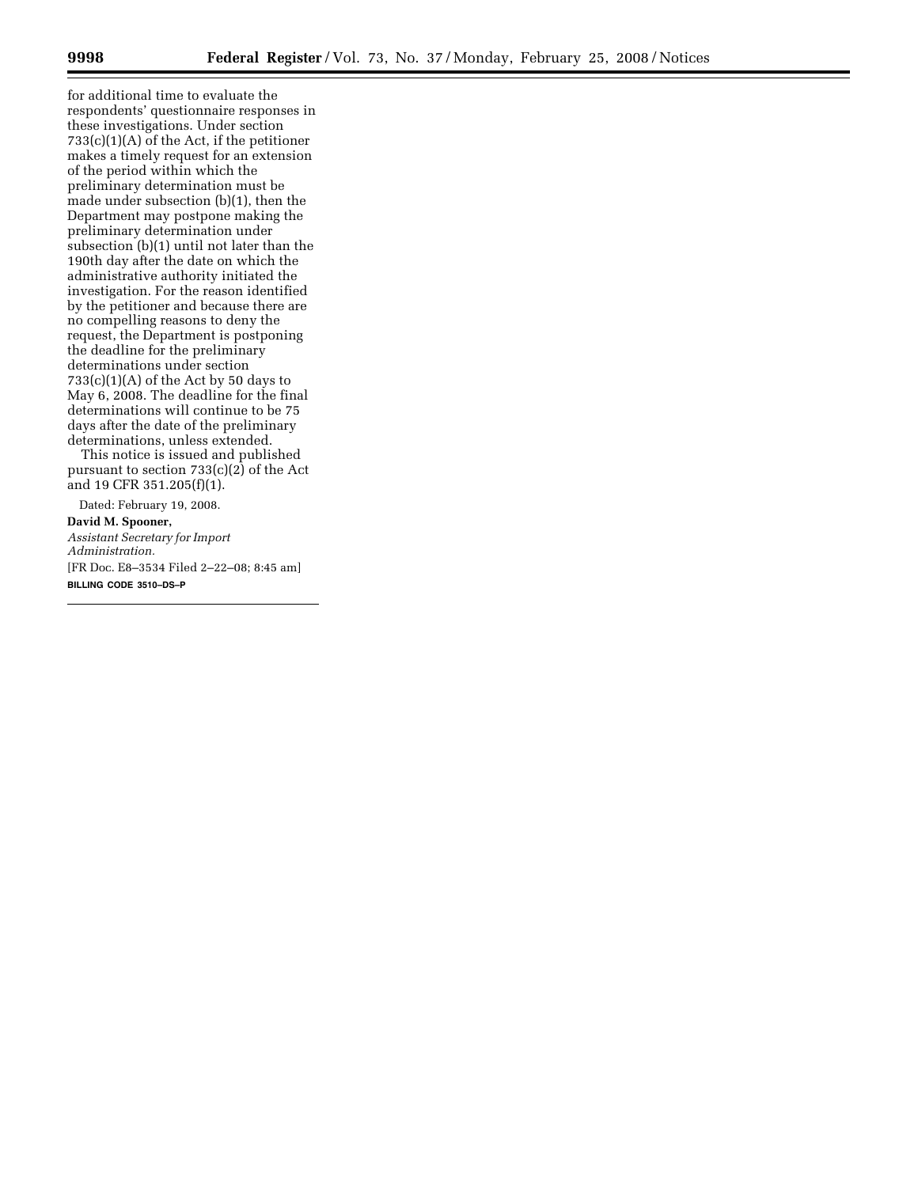for additional time to evaluate the respondents' questionnaire responses in these investigations. Under section 733(c)(1)(A) of the Act, if the petitioner makes a timely request for an extension of the period within which the preliminary determination must be made under subsection (b)(1), then the Department may postpone making the preliminary determination under subsection (b)(1) until not later than the 190th day after the date on which the administrative authority initiated the investigation. For the reason identified by the petitioner and because there are no compelling reasons to deny the request, the Department is postponing the deadline for the preliminary determinations under section 733(c)(1)(A) of the Act by 50 days to May 6, 2008. The deadline for the final determinations will continue to be 75 days after the date of the preliminary determinations, unless extended.

This notice is issued and published pursuant to section 733(c)(2) of the Act and 19 CFR 351.205(f)(1).

Dated: February 19, 2008.

**David M. Spooner,**

*Assistant Secretary for Import Administration.*

[FR Doc. E8–3534 Filed 2–22–08; 8:45 am]

**BILLING CODE 3510–DS–P**